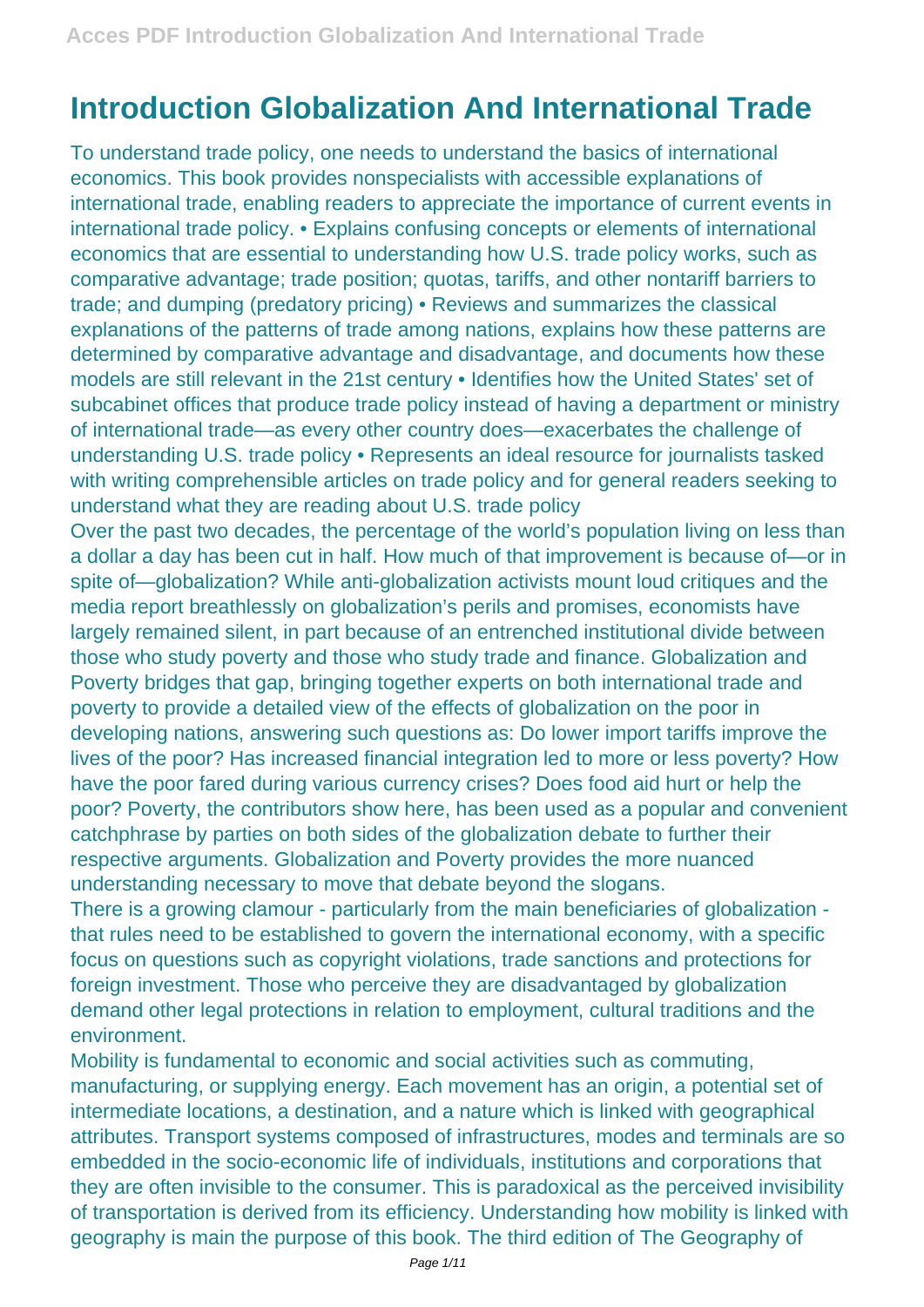# Introduction Globalization And International Trade

To understand trade policy, one needs to understand the basics of international economics. This book provides nonspecialists with accessible explanations of international trade, enabling readers to appreciate the importance of current events in international trade policy. • Explains confusing concepts or elements of international economics that are essential to understanding how U.S. trade policy works, such as comparative advantage; trade position; quotas, tariffs, and other nontariff barriers to trade; and dumping (predatory pricing) • Reviews and summarizes the classical explanations of the patterns of trade among nations, explains how these patterns are determined by comparative advantage and disadvantage, and documents how these models are still relevant in the 21st century • Identifies how the United States' set of subcabinet offices that produce trade policy instead of having a department or ministry of international trade—as every other country does—exacerbates the challenge of understanding U.S. trade policy • Represents an ideal resource for journalists tasked with writing comprehensible articles on trade policy and for general readers seeking to understand what they are reading about U.S. trade policy

Over the past two decades, the percentage of the world's population living on less than a dollar a day has been cut in half. How much of that improvement is because of—or in spite of—globalization? While anti-globalization activists mount loud critiques and the media report breathlessly on globalization's perils and promises, economists have largely remained silent, in part because of an entrenched institutional divide between those who study poverty and those who study trade and finance. Globalization and Poverty bridges that gap, bringing together experts on both international trade and poverty to provide a detailed view of the effects of globalization on the poor in developing nations, answering such questions as: Do lower import tariffs improve the lives of the poor? Has increased financial integration led to more or less poverty? How have the poor fared during various currency crises? Does food aid hurt or help the poor? Poverty, the contributors show here, has been used as a popular and convenient catchphrase by parties on both sides of the globalization debate to further their respective arguments. Globalization and Poverty provides the more nuanced understanding necessary to move that debate beyond the slogans.

There is a growing clamour - particularly from the main beneficiaries of globalization - that rules need to be established to govern the international economy, with a specific focus on questions such as copyright violations, trade sanctions and protections for foreign investment. Those who perceive they are disadvantaged by globalization demand other legal protections in relation to employment, cultural traditions and the environment.

Mobility is fundamental to economic and social activities such as commuting, manufacturing, or supplying energy. Each movement has an origin, a potential set of intermediate locations, a destination, and a nature which is linked with geographical attributes. Transport systems composed of infrastructures, modes and terminals are so embedded in the socio-economic life of individuals, institutions and corporations that they are often invisible to the consumer. This is paradoxical as the perceived invisibility of transportation is derived from its efficiency. Understanding how mobility is linked with geography is main the purpose of this book. The third edition of The Geography of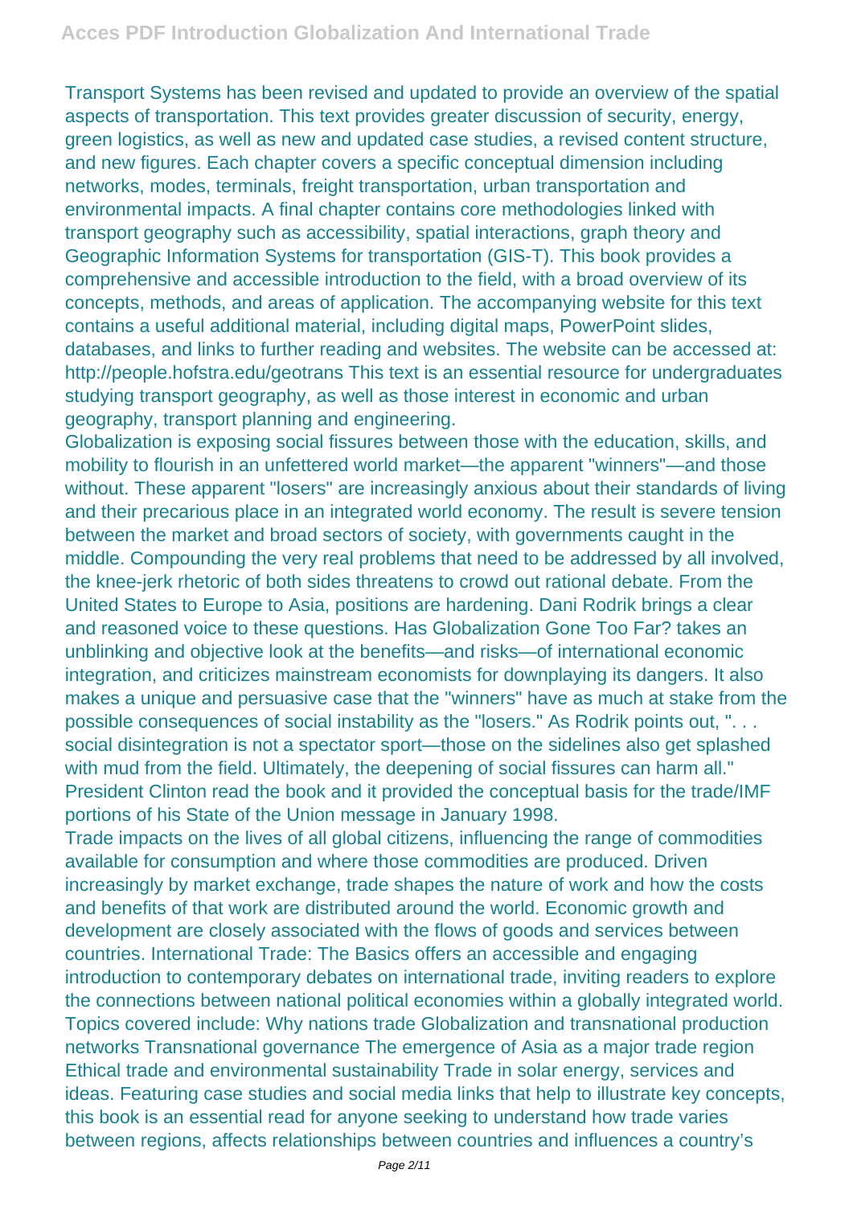Transport Systems has been revised and updated to provide an overview of the spatial aspects of transportation. This text provides greater discussion of security, energy, green logistics, as well as new and updated case studies, a revised content structure, and new figures. Each chapter covers a specific conceptual dimension including networks, modes, terminals, freight transportation, urban transportation and environmental impacts. A final chapter contains core methodologies linked with transport geography such as accessibility, spatial interactions, graph theory and Geographic Information Systems for transportation (GIS-T). This book provides a comprehensive and accessible introduction to the field, with a broad overview of its concepts, methods, and areas of application. The accompanying website for this text contains a useful additional material, including digital maps, PowerPoint slides, databases, and links to further reading and websites. The website can be accessed at: http://people.hofstra.edu/geotrans This text is an essential resource for undergraduates studying transport geography, as well as those interest in economic and urban geography, transport planning and engineering.

Globalization is exposing social fissures between those with the education, skills, and mobility to flourish in an unfettered world market—the apparent "winners"—and those without. These apparent "losers" are increasingly anxious about their standards of living and their precarious place in an integrated world economy. The result is severe tension between the market and broad sectors of society, with governments caught in the middle. Compounding the very real problems that need to be addressed by all involved, the knee-jerk rhetoric of both sides threatens to crowd out rational debate. From the United States to Europe to Asia, positions are hardening. Dani Rodrik brings a clear and reasoned voice to these questions. Has Globalization Gone Too Far? takes an unblinking and objective look at the benefits—and risks—of international economic integration, and criticizes mainstream economists for downplaying its dangers. It also makes a unique and persuasive case that the "winners" have as much at stake from the possible consequences of social instability as the "losers." As Rodrik points out, ". . . social disintegration is not a spectator sport—those on the sidelines also get splashed with mud from the field. Ultimately, the deepening of social fissures can harm all." President Clinton read the book and it provided the conceptual basis for the trade/IMF portions of his State of the Union message in January 1998.

Trade impacts on the lives of all global citizens, influencing the range of commodities available for consumption and where those commodities are produced. Driven increasingly by market exchange, trade shapes the nature of work and how the costs and benefits of that work are distributed around the world. Economic growth and development are closely associated with the flows of goods and services between countries. International Trade: The Basics offers an accessible and engaging introduction to contemporary debates on international trade, inviting readers to explore the connections between national political economies within a globally integrated world. Topics covered include: Why nations trade Globalization and transnational production networks Transnational governance The emergence of Asia as a major trade region Ethical trade and environmental sustainability Trade in solar energy, services and ideas. Featuring case studies and social media links that help to illustrate key concepts, this book is an essential read for anyone seeking to understand how trade varies between regions, affects relationships between countries and influences a country's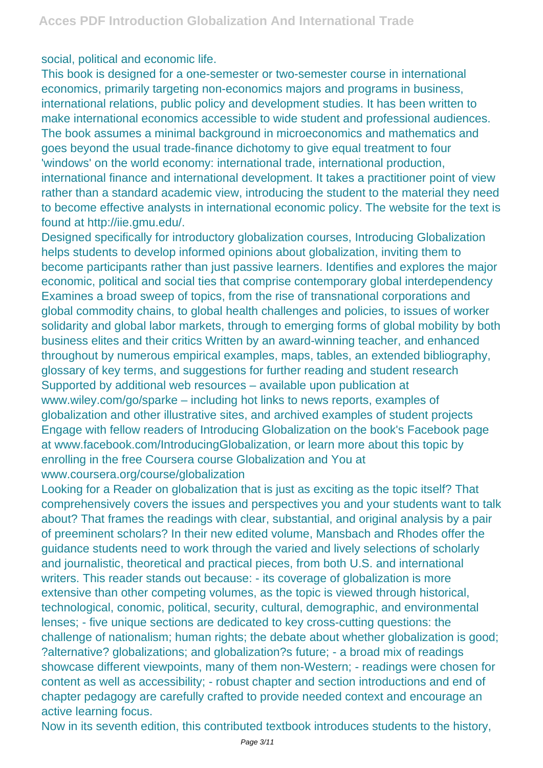social, political and economic life.

This book is designed for a one-semester or two-semester course in international economics, primarily targeting non-economics majors and programs in business, international relations, public policy and development studies. It has been written to make international economics accessible to wide student and professional audiences. The book assumes a minimal background in microeconomics and mathematics and goes beyond the usual trade-finance dichotomy to give equal treatment to four 'windows' on the world economy: international trade, international production, international finance and international development. It takes a practitioner point of view rather than a standard academic view, introducing the student to the material they need to become effective analysts in international economic policy. The website for the text is found at http://iie.gmu.edu/.

Designed specifically for introductory globalization courses, Introducing Globalization helps students to develop informed opinions about globalization, inviting them to become participants rather than just passive learners. Identifies and explores the major economic, political and social ties that comprise contemporary global interdependency Examines a broad sweep of topics, from the rise of transnational corporations and global commodity chains, to global health challenges and policies, to issues of worker solidarity and global labor markets, through to emerging forms of global mobility by both business elites and their critics Written by an award-winning teacher, and enhanced throughout by numerous empirical examples, maps, tables, an extended bibliography, glossary of key terms, and suggestions for further reading and student research Supported by additional web resources – available upon publication at www.wiley.com/go/sparke – including hot links to news reports, examples of globalization and other illustrative sites, and archived examples of student projects Engage with fellow readers of Introducing Globalization on the book's Facebook page at www.facebook.com/IntroducingGlobalization, or learn more about this topic by enrolling in the free Coursera course Globalization and You at www.coursera.org/course/globalization

Looking for a Reader on globalization that is just as exciting as the topic itself? That comprehensively covers the issues and perspectives you and your students want to talk about? That frames the readings with clear, substantial, and original analysis by a pair of preeminent scholars? In their new edited volume, Mansbach and Rhodes offer the guidance students need to work through the varied and lively selections of scholarly and journalistic, theoretical and practical pieces, from both U.S. and international writers. This reader stands out because: - its coverage of globalization is more extensive than other competing volumes, as the topic is viewed through historical, technological, conomic, political, security, cultural, demographic, and environmental lenses; - five unique sections are dedicated to key cross-cutting questions: the challenge of nationalism; human rights; the debate about whether globalization is good; ?alternative? globalizations; and globalization?s future; - a broad mix of readings showcase different viewpoints, many of them non-Western; - readings were chosen for content as well as accessibility; - robust chapter and section introductions and end of chapter pedagogy are carefully crafted to provide needed context and encourage an active learning focus.

Now in its seventh edition, this contributed textbook introduces students to the history,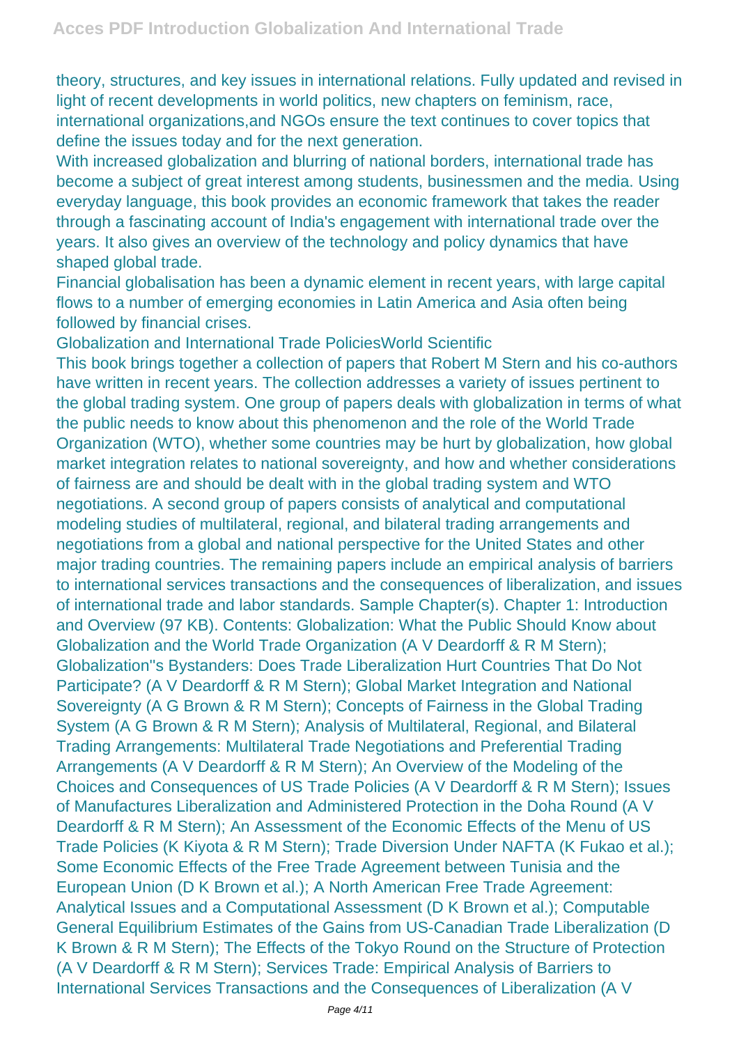theory, structures, and key issues in international relations. Fully updated and revised in light of recent developments in world politics, new chapters on feminism, race, international organizations,and NGOs ensure the text continues to cover topics that define the issues today and for the next generation.

With increased globalization and blurring of national borders, international trade has become a subject of great interest among students, businessmen and the media. Using everyday language, this book provides an economic framework that takes the reader through a fascinating account of India's engagement with international trade over the years. It also gives an overview of the technology and policy dynamics that have shaped global trade.

Financial globalisation has been a dynamic element in recent years, with large capital flows to a number of emerging economies in Latin America and Asia often being followed by financial crises.

Globalization and International Trade PoliciesWorld Scientific

This book brings together a collection of papers that Robert M Stern and his co-authors have written in recent years. The collection addresses a variety of issues pertinent to the global trading system. One group of papers deals with globalization in terms of what the public needs to know about this phenomenon and the role of the World Trade Organization (WTO), whether some countries may be hurt by globalization, how global market integration relates to national sovereignty, and how and whether considerations of fairness are and should be dealt with in the global trading system and WTO negotiations. A second group of papers consists of analytical and computational modeling studies of multilateral, regional, and bilateral trading arrangements and negotiations from a global and national perspective for the United States and other major trading countries. The remaining papers include an empirical analysis of barriers to international services transactions and the consequences of liberalization, and issues of international trade and labor standards. Sample Chapter(s). Chapter 1: Introduction and Overview (97 KB). Contents: Globalization: What the Public Should Know about Globalization and the World Trade Organization (A V Deardorff & R M Stern); Globalization''s Bystanders: Does Trade Liberalization Hurt Countries That Do Not Participate? (A V Deardorff & R M Stern); Global Market Integration and National Sovereignty (A G Brown & R M Stern); Concepts of Fairness in the Global Trading System (A G Brown & R M Stern); Analysis of Multilateral, Regional, and Bilateral Trading Arrangements: Multilateral Trade Negotiations and Preferential Trading Arrangements (A V Deardorff & R M Stern); An Overview of the Modeling of the Choices and Consequences of US Trade Policies (A V Deardorff & R M Stern); Issues of Manufactures Liberalization and Administered Protection in the Doha Round (A V Deardorff & R M Stern); An Assessment of the Economic Effects of the Menu of US Trade Policies (K Kiyota & R M Stern); Trade Diversion Under NAFTA (K Fukao et al.); Some Economic Effects of the Free Trade Agreement between Tunisia and the European Union (D K Brown et al.); A North American Free Trade Agreement: Analytical Issues and a Computational Assessment (D K Brown et al.); Computable General Equilibrium Estimates of the Gains from US-Canadian Trade Liberalization (D K Brown & R M Stern); The Effects of the Tokyo Round on the Structure of Protection (A V Deardorff & R M Stern); Services Trade: Empirical Analysis of Barriers to International Services Transactions and the Consequences of Liberalization (A V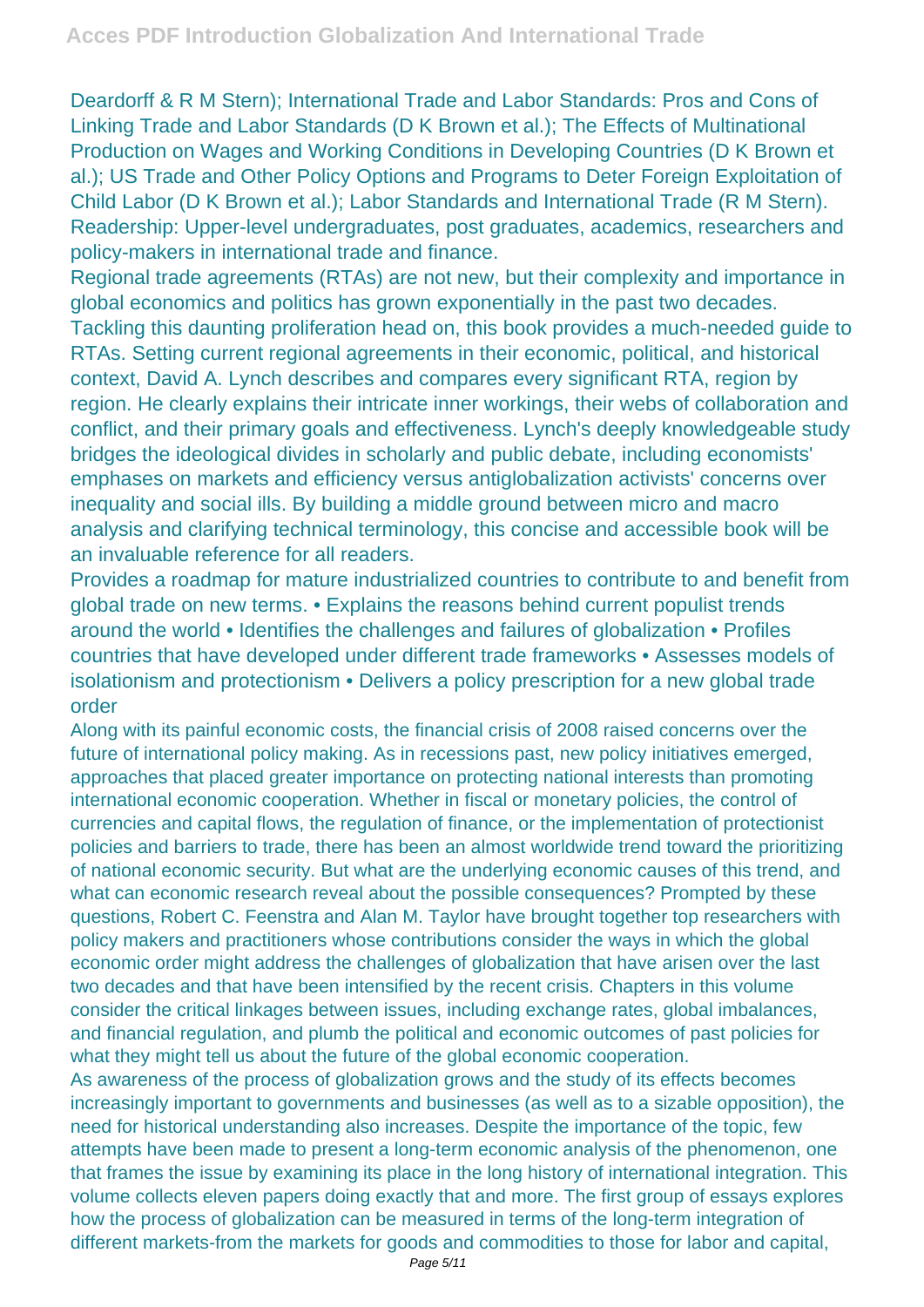Deardorff & R M Stern); International Trade and Labor Standards: Pros and Cons of Linking Trade and Labor Standards (D K Brown et al.); The Effects of Multinational Production on Wages and Working Conditions in Developing Countries (D K Brown et al.); US Trade and Other Policy Options and Programs to Deter Foreign Exploitation of Child Labor (D K Brown et al.); Labor Standards and International Trade (R M Stern). Readership: Upper-level undergraduates, post graduates, academics, researchers and policy-makers in international trade and finance.

Regional trade agreements (RTAs) are not new, but their complexity and importance in global economics and politics has grown exponentially in the past two decades. Tackling this daunting proliferation head on, this book provides a much-needed guide to RTAs. Setting current regional agreements in their economic, political, and historical context, David A. Lynch describes and compares every significant RTA, region by region. He clearly explains their intricate inner workings, their webs of collaboration and conflict, and their primary goals and effectiveness. Lynch's deeply knowledgeable study bridges the ideological divides in scholarly and public debate, including economists' emphases on markets and efficiency versus antiglobalization activists' concerns over inequality and social ills. By building a middle ground between micro and macro analysis and clarifying technical terminology, this concise and accessible book will be an invaluable reference for all readers.

Provides a roadmap for mature industrialized countries to contribute to and benefit from global trade on new terms. • Explains the reasons behind current populist trends around the world • Identifies the challenges and failures of globalization • Profiles countries that have developed under different trade frameworks • Assesses models of isolationism and protectionism • Delivers a policy prescription for a new global trade order

Along with its painful economic costs, the financial crisis of 2008 raised concerns over the future of international policy making. As in recessions past, new policy initiatives emerged, approaches that placed greater importance on protecting national interests than promoting international economic cooperation. Whether in fiscal or monetary policies, the control of currencies and capital flows, the regulation of finance, or the implementation of protectionist policies and barriers to trade, there has been an almost worldwide trend toward the prioritizing of national economic security. But what are the underlying economic causes of this trend, and what can economic research reveal about the possible consequences? Prompted by these questions, Robert C. Feenstra and Alan M. Taylor have brought together top researchers with policy makers and practitioners whose contributions consider the ways in which the global economic order might address the challenges of globalization that have arisen over the last two decades and that have been intensified by the recent crisis. Chapters in this volume consider the critical linkages between issues, including exchange rates, global imbalances, and financial regulation, and plumb the political and economic outcomes of past policies for what they might tell us about the future of the global economic cooperation.

As awareness of the process of globalization grows and the study of its effects becomes increasingly important to governments and businesses (as well as to a sizable opposition), the need for historical understanding also increases. Despite the importance of the topic, few attempts have been made to present a long-term economic analysis of the phenomenon, one that frames the issue by examining its place in the long history of international integration. This volume collects eleven papers doing exactly that and more. The first group of essays explores how the process of globalization can be measured in terms of the long-term integration of different markets-from the markets for goods and commodities to those for labor and capital,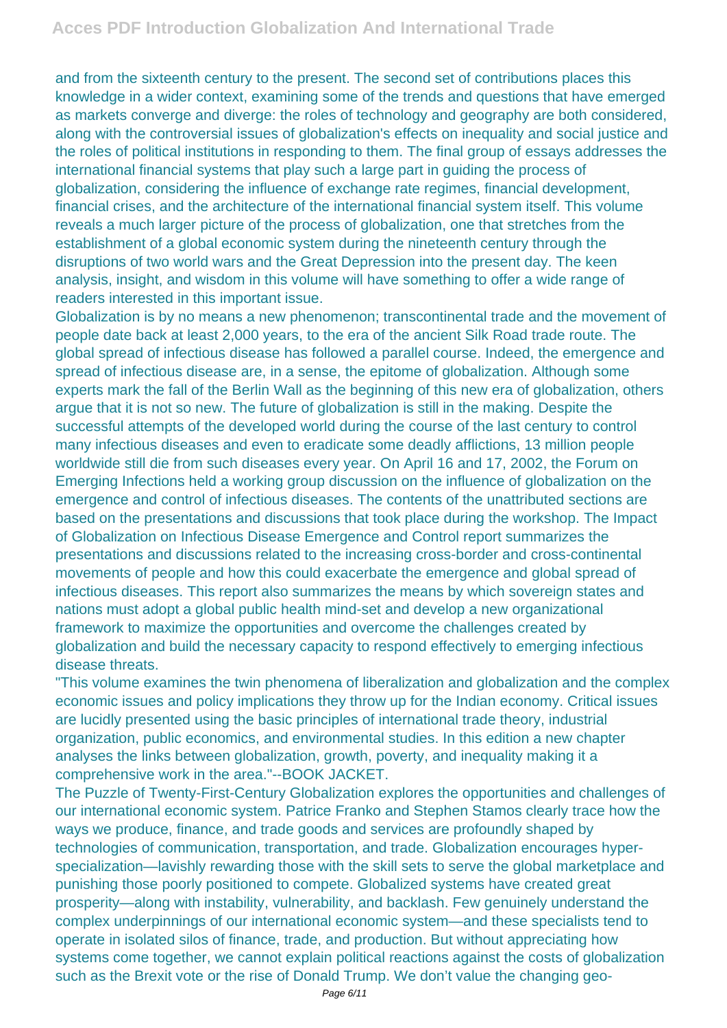and from the sixteenth century to the present. The second set of contributions places this knowledge in a wider context, examining some of the trends and questions that have emerged as markets converge and diverge: the roles of technology and geography are both considered, along with the controversial issues of globalization's effects on inequality and social justice and the roles of political institutions in responding to them. The final group of essays addresses the international financial systems that play such a large part in guiding the process of globalization, considering the influence of exchange rate regimes, financial development, financial crises, and the architecture of the international financial system itself. This volume reveals a much larger picture of the process of globalization, one that stretches from the establishment of a global economic system during the nineteenth century through the disruptions of two world wars and the Great Depression into the present day. The keen analysis, insight, and wisdom in this volume will have something to offer a wide range of readers interested in this important issue.

Globalization is by no means a new phenomenon; transcontinental trade and the movement of people date back at least 2,000 years, to the era of the ancient Silk Road trade route. The global spread of infectious disease has followed a parallel course. Indeed, the emergence and spread of infectious disease are, in a sense, the epitome of globalization. Although some experts mark the fall of the Berlin Wall as the beginning of this new era of globalization, others argue that it is not so new. The future of globalization is still in the making. Despite the successful attempts of the developed world during the course of the last century to control many infectious diseases and even to eradicate some deadly afflictions, 13 million people worldwide still die from such diseases every year. On April 16 and 17, 2002, the Forum on Emerging Infections held a working group discussion on the influence of globalization on the emergence and control of infectious diseases. The contents of the unattributed sections are based on the presentations and discussions that took place during the workshop. The Impact of Globalization on Infectious Disease Emergence and Control report summarizes the presentations and discussions related to the increasing cross-border and cross-continental movements of people and how this could exacerbate the emergence and global spread of infectious diseases. This report also summarizes the means by which sovereign states and nations must adopt a global public health mind-set and develop a new organizational framework to maximize the opportunities and overcome the challenges created by globalization and build the necessary capacity to respond effectively to emerging infectious disease threats.

"This volume examines the twin phenomena of liberalization and globalization and the complex economic issues and policy implications they throw up for the Indian economy. Critical issues are lucidly presented using the basic principles of international trade theory, industrial organization, public economics, and environmental studies. In this edition a new chapter analyses the links between globalization, growth, poverty, and inequality making it a comprehensive work in the area."--BOOK JACKET.

The Puzzle of Twenty-First-Century Globalization explores the opportunities and challenges of our international economic system. Patrice Franko and Stephen Stamos clearly trace how the ways we produce, finance, and trade goods and services are profoundly shaped by technologies of communication, transportation, and trade. Globalization encourages hyper-specialization—lavishly rewarding those with the skill sets to serve the global marketplace and punishing those poorly positioned to compete. Globalized systems have created great prosperity—along with instability, vulnerability, and backlash. Few genuinely understand the complex underpinnings of our international economic system—and these specialists tend to operate in isolated silos of finance, trade, and production. But without appreciating how systems come together, we cannot explain political reactions against the costs of globalization such as the Brexit vote or the rise of Donald Trump. We don't value the changing geo-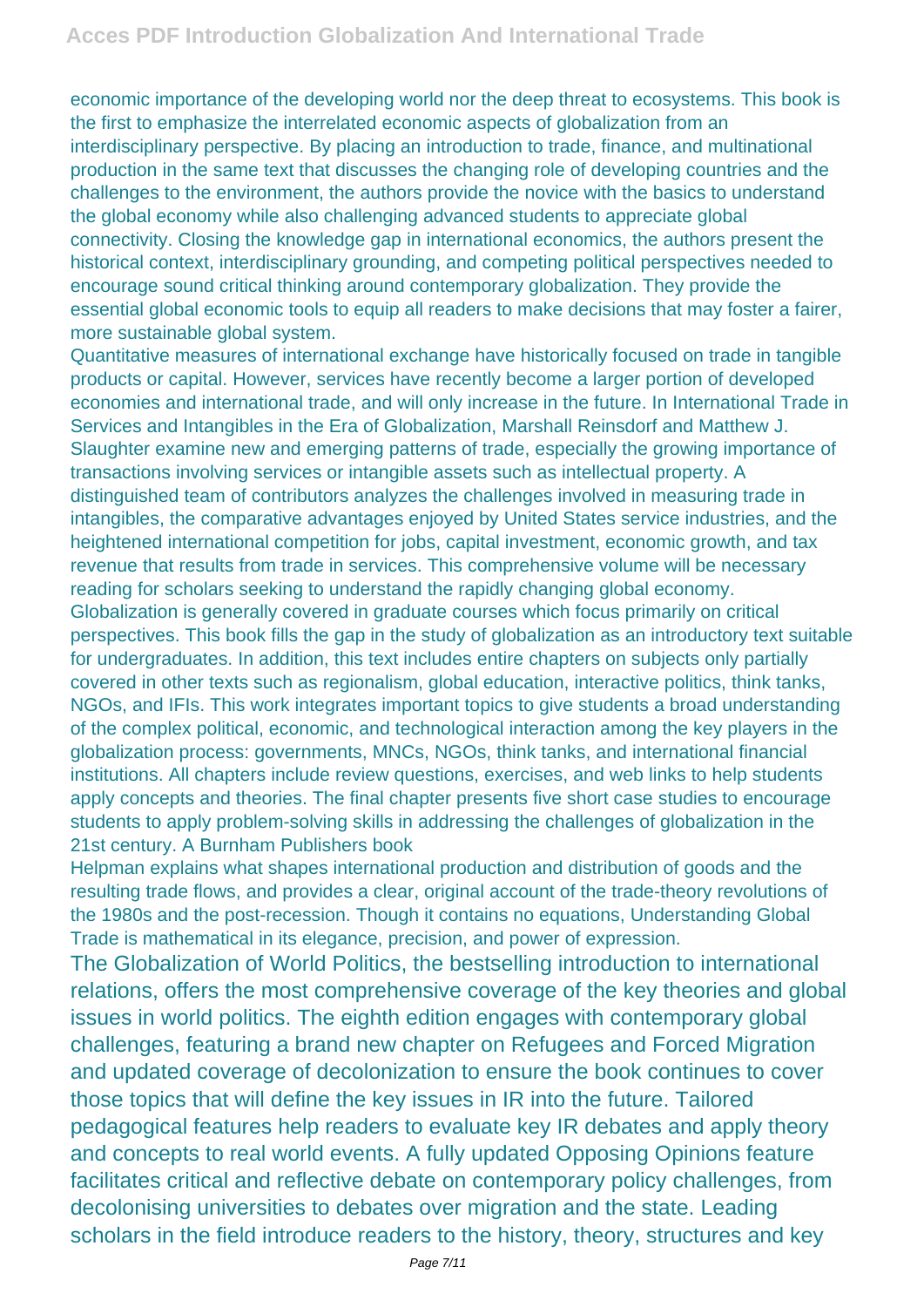economic importance of the developing world nor the deep threat to ecosystems. This book is the first to emphasize the interrelated economic aspects of globalization from an interdisciplinary perspective. By placing an introduction to trade, finance, and multinational production in the same text that discusses the changing role of developing countries and the challenges to the environment, the authors provide the novice with the basics to understand the global economy while also challenging advanced students to appreciate global connectivity. Closing the knowledge gap in international economics, the authors present the historical context, interdisciplinary grounding, and competing political perspectives needed to encourage sound critical thinking around contemporary globalization. They provide the essential global economic tools to equip all readers to make decisions that may foster a fairer, more sustainable global system.

Quantitative measures of international exchange have historically focused on trade in tangible products or capital. However, services have recently become a larger portion of developed economies and international trade, and will only increase in the future. In International Trade in Services and Intangibles in the Era of Globalization, Marshall Reinsdorf and Matthew J. Slaughter examine new and emerging patterns of trade, especially the growing importance of transactions involving services or intangible assets such as intellectual property. A distinguished team of contributors analyzes the challenges involved in measuring trade in intangibles, the comparative advantages enjoyed by United States service industries, and the heightened international competition for jobs, capital investment, economic growth, and tax revenue that results from trade in services. This comprehensive volume will be necessary reading for scholars seeking to understand the rapidly changing global economy.

Globalization is generally covered in graduate courses which focus primarily on critical perspectives. This book fills the gap in the study of globalization as an introductory text suitable for undergraduates. In addition, this text includes entire chapters on subjects only partially covered in other texts such as regionalism, global education, interactive politics, think tanks, NGOs, and IFIs. This work integrates important topics to give students a broad understanding of the complex political, economic, and technological interaction among the key players in the globalization process: governments, MNCs, NGOs, think tanks, and international financial institutions. All chapters include review questions, exercises, and web links to help students apply concepts and theories. The final chapter presents five short case studies to encourage students to apply problem-solving skills in addressing the challenges of globalization in the 21st century. A Burnham Publishers book

Helpman explains what shapes international production and distribution of goods and the resulting trade flows, and provides a clear, original account of the trade-theory revolutions of the 1980s and the post-recession. Though it contains no equations, Understanding Global Trade is mathematical in its elegance, precision, and power of expression.

The Globalization of World Politics, the bestselling introduction to international relations, offers the most comprehensive coverage of the key theories and global issues in world politics. The eighth edition engages with contemporary global challenges, featuring a brand new chapter on Refugees and Forced Migration and updated coverage of decolonization to ensure the book continues to cover those topics that will define the key issues in IR into the future. Tailored pedagogical features help readers to evaluate key IR debates and apply theory and concepts to real world events. A fully updated Opposing Opinions feature facilitates critical and reflective debate on contemporary policy challenges, from decolonising universities to debates over migration and the state. Leading scholars in the field introduce readers to the history, theory, structures and key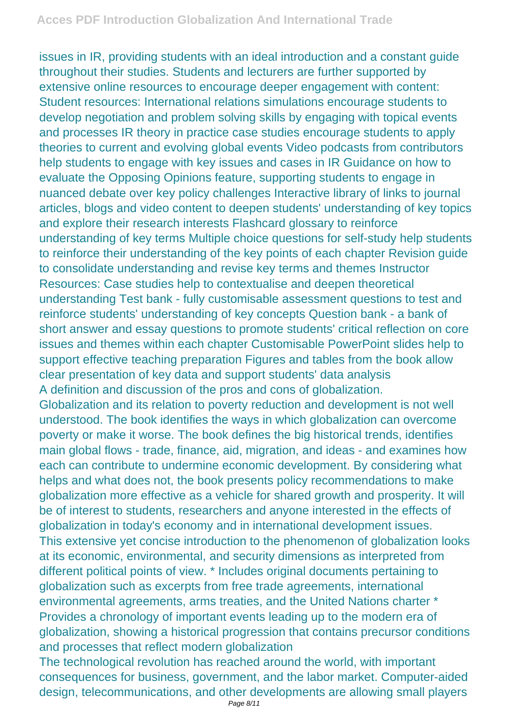issues in IR, providing students with an ideal introduction and a constant guide throughout their studies. Students and lecturers are further supported by extensive online resources to encourage deeper engagement with content: Student resources: International relations simulations encourage students to develop negotiation and problem solving skills by engaging with topical events and processes IR theory in practice case studies encourage students to apply theories to current and evolving global events Video podcasts from contributors help students to engage with key issues and cases in IR Guidance on how to evaluate the Opposing Opinions feature, supporting students to engage in nuanced debate over key policy challenges Interactive library of links to journal articles, blogs and video content to deepen students' understanding of key topics and explore their research interests Flashcard glossary to reinforce understanding of key terms Multiple choice questions for self-study help students to reinforce their understanding of the key points of each chapter Revision guide to consolidate understanding and revise key terms and themes Instructor Resources: Case studies help to contextualise and deepen theoretical understanding Test bank - fully customisable assessment questions to test and reinforce students' understanding of key concepts Question bank - a bank of short answer and essay questions to promote students' critical reflection on core issues and themes within each chapter Customisable PowerPoint slides help to support effective teaching preparation Figures and tables from the book allow clear presentation of key data and support students' data analysis

A definition and discussion of the pros and cons of globalization.

Globalization and its relation to poverty reduction and development is not well understood. The book identifies the ways in which globalization can overcome poverty or make it worse. The book defines the big historical trends, identifies main global flows - trade, finance, aid, migration, and ideas - and examines how each can contribute to undermine economic development. By considering what helps and what does not, the book presents policy recommendations to make globalization more effective as a vehicle for shared growth and prosperity. It will be of interest to students, researchers and anyone interested in the effects of globalization in today's economy and in international development issues.

This extensive yet concise introduction to the phenomenon of globalization looks at its economic, environmental, and security dimensions as interpreted from different political points of view. * Includes original documents pertaining to globalization such as excerpts from free trade agreements, international environmental agreements, arms treaties, and the United Nations charter * Provides a chronology of important events leading up to the modern era of globalization, showing a historical progression that contains precursor conditions and processes that reflect modern globalization

The technological revolution has reached around the world, with important consequences for business, government, and the labor market. Computer-aided design, telecommunications, and other developments are allowing small players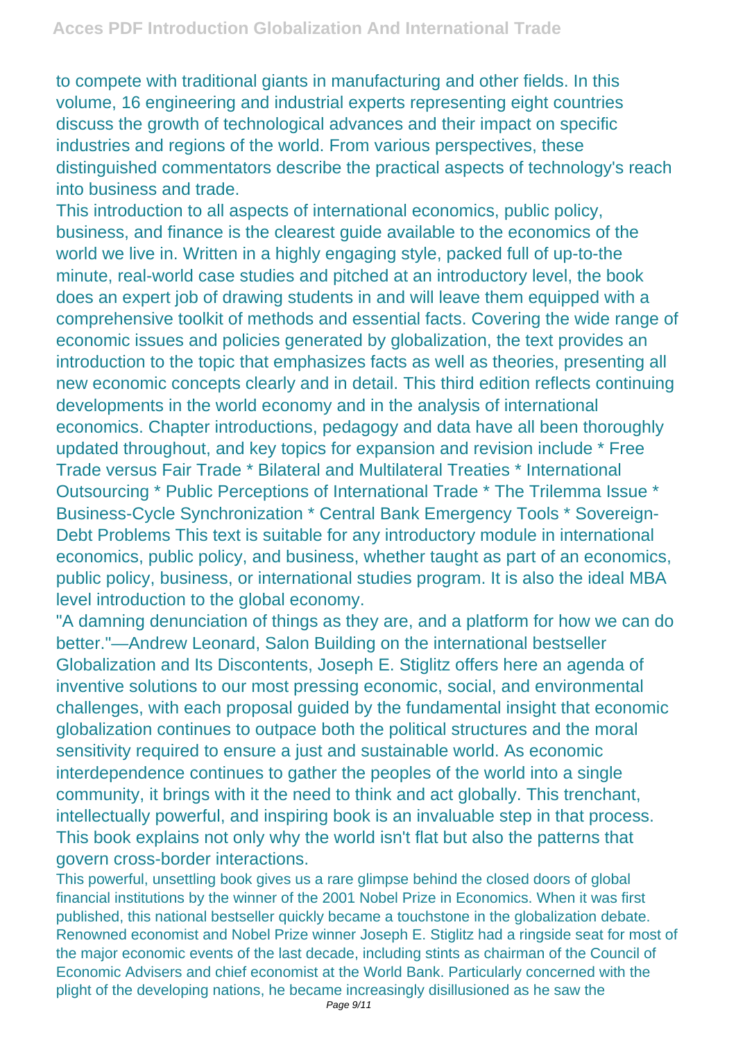to compete with traditional giants in manufacturing and other fields. In this volume, 16 engineering and industrial experts representing eight countries discuss the growth of technological advances and their impact on specific industries and regions of the world. From various perspectives, these distinguished commentators describe the practical aspects of technology's reach into business and trade.

This introduction to all aspects of international economics, public policy, business, and finance is the clearest guide available to the economics of the world we live in. Written in a highly engaging style, packed full of up-to-the minute, real-world case studies and pitched at an introductory level, the book does an expert job of drawing students in and will leave them equipped with a comprehensive toolkit of methods and essential facts. Covering the wide range of economic issues and policies generated by globalization, the text provides an introduction to the topic that emphasizes facts as well as theories, presenting all new economic concepts clearly and in detail. This third edition reflects continuing developments in the world economy and in the analysis of international economics. Chapter introductions, pedagogy and data have all been thoroughly updated throughout, and key topics for expansion and revision include * Free Trade versus Fair Trade * Bilateral and Multilateral Treaties * International Outsourcing * Public Perceptions of International Trade * The Trilemma Issue * Business-Cycle Synchronization * Central Bank Emergency Tools * Sovereign-Debt Problems This text is suitable for any introductory module in international economics, public policy, and business, whether taught as part of an economics, public policy, business, or international studies program. It is also the ideal MBA level introduction to the global economy.

"A damning denunciation of things as they are, and a platform for how we can do better."—Andrew Leonard, Salon Building on the international bestseller Globalization and Its Discontents, Joseph E. Stiglitz offers here an agenda of inventive solutions to our most pressing economic, social, and environmental challenges, with each proposal guided by the fundamental insight that economic globalization continues to outpace both the political structures and the moral sensitivity required to ensure a just and sustainable world. As economic interdependence continues to gather the peoples of the world into a single community, it brings with it the need to think and act globally. This trenchant, intellectually powerful, and inspiring book is an invaluable step in that process.

This book explains not only why the world isn't flat but also the patterns that govern cross-border interactions.

This powerful, unsettling book gives us a rare glimpse behind the closed doors of global financial institutions by the winner of the 2001 Nobel Prize in Economics. When it was first published, this national bestseller quickly became a touchstone in the globalization debate. Renowned economist and Nobel Prize winner Joseph E. Stiglitz had a ringside seat for most of the major economic events of the last decade, including stints as chairman of the Council of Economic Advisers and chief economist at the World Bank. Particularly concerned with the plight of the developing nations, he became increasingly disillusioned as he saw the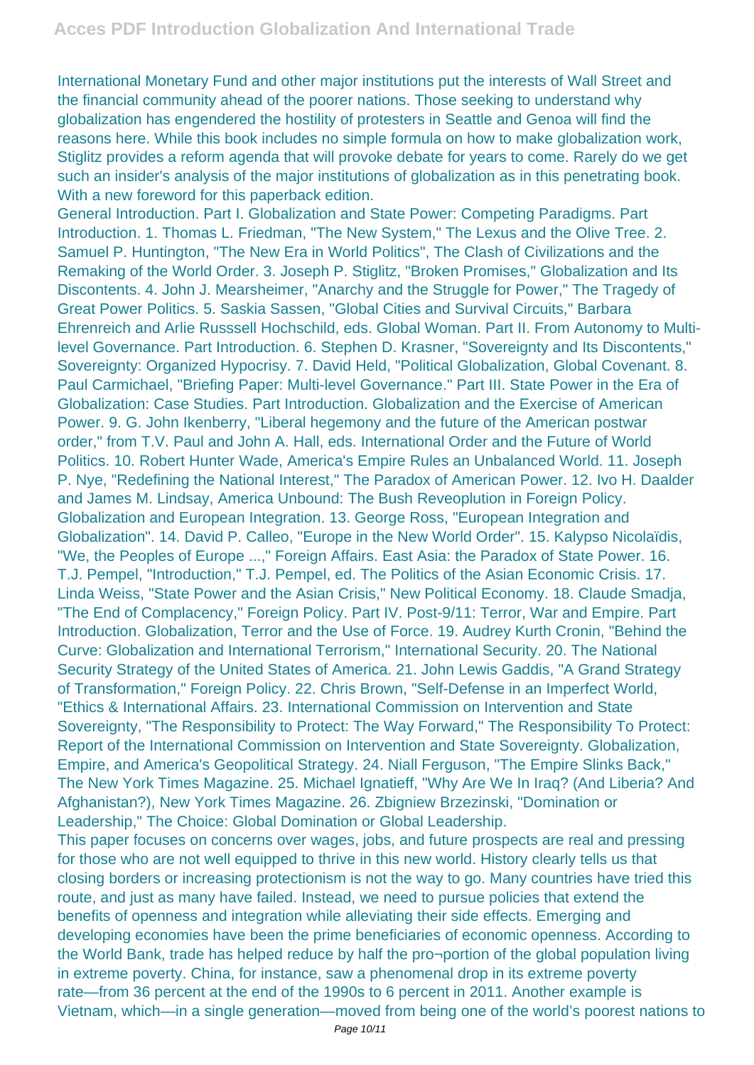International Monetary Fund and other major institutions put the interests of Wall Street and the financial community ahead of the poorer nations. Those seeking to understand why globalization has engendered the hostility of protesters in Seattle and Genoa will find the reasons here. While this book includes no simple formula on how to make globalization work, Stiglitz provides a reform agenda that will provoke debate for years to come. Rarely do we get such an insider's analysis of the major institutions of globalization as in this penetrating book. With a new foreword for this paperback edition.

General Introduction. Part I. Globalization and State Power: Competing Paradigms. Part Introduction. 1. Thomas L. Friedman, "The New System," The Lexus and the Olive Tree. 2. Samuel P. Huntington, "The New Era in World Politics", The Clash of Civilizations and the Remaking of the World Order. 3. Joseph P. Stiglitz, "Broken Promises," Globalization and Its Discontents. 4. John J. Mearsheimer, "Anarchy and the Struggle for Power," The Tragedy of Great Power Politics. 5. Saskia Sassen, "Global Cities and Survival Circuits," Barbara Ehrenreich and Arlie Russsell Hochschild, eds. Global Woman. Part II. From Autonomy to Multi-level Governance. Part Introduction. 6. Stephen D. Krasner, "Sovereignty and Its Discontents," Sovereignty: Organized Hypocrisy. 7. David Held, "Political Globalization, Global Covenant. 8. Paul Carmichael, "Briefing Paper: Multi-level Governance." Part III. State Power in the Era of Globalization: Case Studies. Part Introduction. Globalization and the Exercise of American Power. 9. G. John Ikenberry, "Liberal hegemony and the future of the American postwar order," from T.V. Paul and John A. Hall, eds. International Order and the Future of World Politics. 10. Robert Hunter Wade, America's Empire Rules an Unbalanced World. 11. Joseph P. Nye, "Redefining the National Interest," The Paradox of American Power. 12. Ivo H. Daalder and James M. Lindsay, America Unbound: The Bush Reveoplution in Foreign Policy. Globalization and European Integration. 13. George Ross, "European Integration and Globalization". 14. David P. Calleo, "Europe in the New World Order". 15. Kalypso Nicolaïdis, "We, the Peoples of Europe ...," Foreign Affairs. East Asia: the Paradox of State Power. 16. T.J. Pempel, "Introduction," T.J. Pempel, ed. The Politics of the Asian Economic Crisis. 17. Linda Weiss, "State Power and the Asian Crisis," New Political Economy. 18. Claude Smadja, "The End of Complacency," Foreign Policy. Part IV. Post-9/11: Terror, War and Empire. Part Introduction. Globalization, Terror and the Use of Force. 19. Audrey Kurth Cronin, "Behind the Curve: Globalization and International Terrorism," International Security. 20. The National Security Strategy of the United States of America. 21. John Lewis Gaddis, "A Grand Strategy of Transformation," Foreign Policy. 22. Chris Brown, "Self-Defense in an Imperfect World, "Ethics & International Affairs. 23. International Commission on Intervention and State Sovereignty, "The Responsibility to Protect: The Way Forward," The Responsibility To Protect: Report of the International Commission on Intervention and State Sovereignty. Globalization, Empire, and America's Geopolitical Strategy. 24. Niall Ferguson, "The Empire Slinks Back," The New York Times Magazine. 25. Michael Ignatieff, "Why Are We In Iraq? (And Liberia? And Afghanistan?), New York Times Magazine. 26. Zbigniew Brzezinski, "Domination or Leadership," The Choice: Global Domination or Global Leadership.

This paper focuses on concerns over wages, jobs, and future prospects are real and pressing for those who are not well equipped to thrive in this new world. History clearly tells us that closing borders or increasing protectionism is not the way to go. Many countries have tried this route, and just as many have failed. Instead, we need to pursue policies that extend the benefits of openness and integration while alleviating their side effects. Emerging and developing economies have been the prime beneficiaries of economic openness. According to the World Bank, trade has helped reduce by half the pro¬portion of the global population living in extreme poverty. China, for instance, saw a phenomenal drop in its extreme poverty rate—from 36 percent at the end of the 1990s to 6 percent in 2011. Another example is Vietnam, which—in a single generation—moved from being one of the world's poorest nations to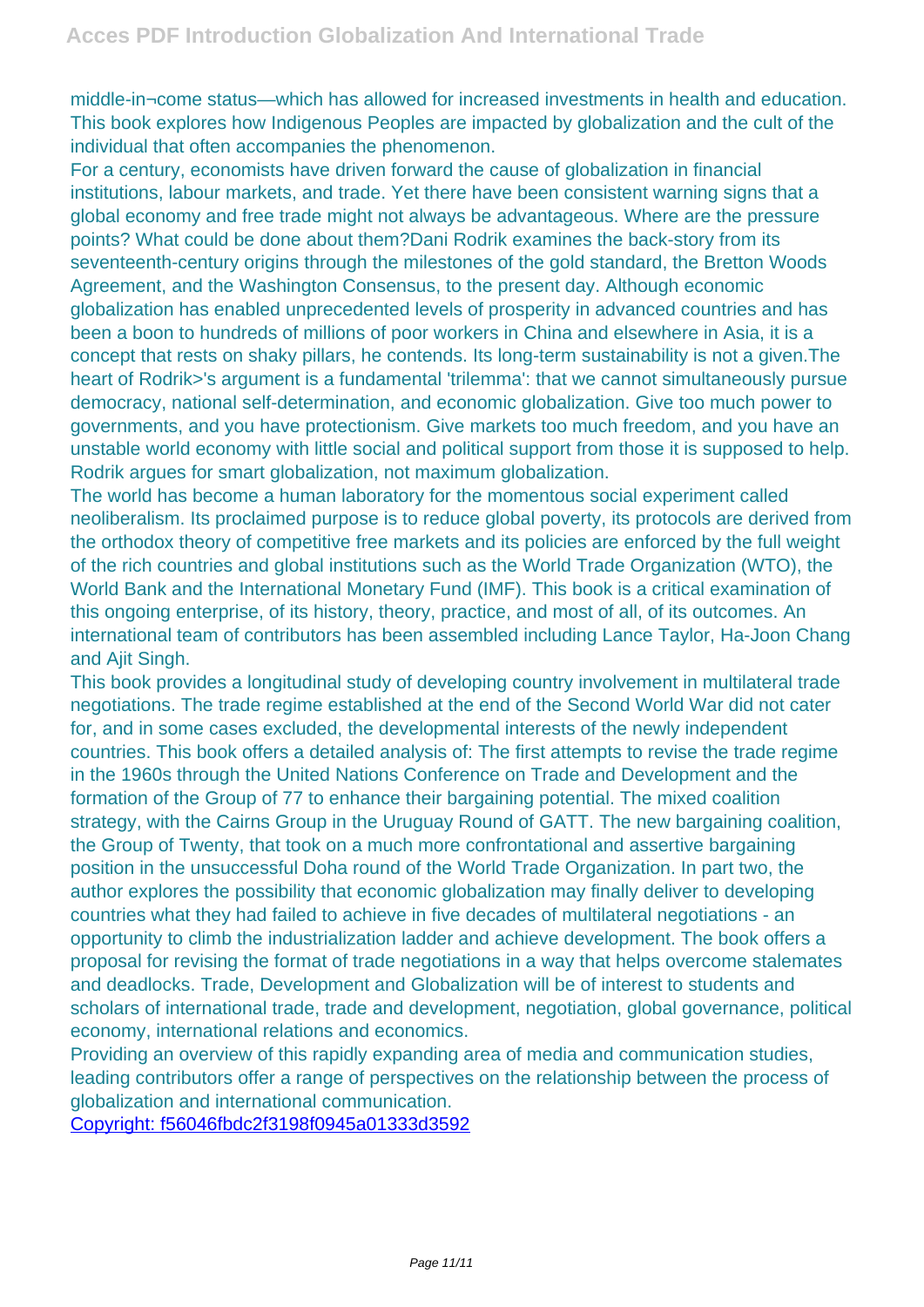middle-in¬come status—which has allowed for increased investments in health and education. This book explores how Indigenous Peoples are impacted by globalization and the cult of the individual that often accompanies the phenomenon.

For a century, economists have driven forward the cause of globalization in financial institutions, labour markets, and trade. Yet there have been consistent warning signs that a global economy and free trade might not always be advantageous. Where are the pressure points? What could be done about them?Dani Rodrik examines the back-story from its seventeenth-century origins through the milestones of the gold standard, the Bretton Woods Agreement, and the Washington Consensus, to the present day. Although economic globalization has enabled unprecedented levels of prosperity in advanced countries and has been a boon to hundreds of millions of poor workers in China and elsewhere in Asia, it is a concept that rests on shaky pillars, he contends. Its long-term sustainability is not a given.The heart of Rodrik>'s argument is a fundamental 'trilemma': that we cannot simultaneously pursue democracy, national self-determination, and economic globalization. Give too much power to governments, and you have protectionism. Give markets too much freedom, and you have an unstable world economy with little social and political support from those it is supposed to help. Rodrik argues for smart globalization, not maximum globalization.

The world has become a human laboratory for the momentous social experiment called neoliberalism. Its proclaimed purpose is to reduce global poverty, its protocols are derived from the orthodox theory of competitive free markets and its policies are enforced by the full weight of the rich countries and global institutions such as the World Trade Organization (WTO), the World Bank and the International Monetary Fund (IMF). This book is a critical examination of this ongoing enterprise, of its history, theory, practice, and most of all, of its outcomes. An international team of contributors has been assembled including Lance Taylor, Ha-Joon Chang and Ajit Singh.

This book provides a longitudinal study of developing country involvement in multilateral trade negotiations. The trade regime established at the end of the Second World War did not cater for, and in some cases excluded, the developmental interests of the newly independent countries. This book offers a detailed analysis of: The first attempts to revise the trade regime in the 1960s through the United Nations Conference on Trade and Development and the formation of the Group of 77 to enhance their bargaining potential. The mixed coalition strategy, with the Cairns Group in the Uruguay Round of GATT. The new bargaining coalition, the Group of Twenty, that took on a much more confrontational and assertive bargaining position in the unsuccessful Doha round of the World Trade Organization. In part two, the author explores the possibility that economic globalization may finally deliver to developing countries what they had failed to achieve in five decades of multilateral negotiations - an opportunity to climb the industrialization ladder and achieve development. The book offers a proposal for revising the format of trade negotiations in a way that helps overcome stalemates and deadlocks. Trade, Development and Globalization will be of interest to students and scholars of international trade, trade and development, negotiation, global governance, political economy, international relations and economics.

Providing an overview of this rapidly expanding area of media and communication studies, leading contributors offer a range of perspectives on the relationship between the process of globalization and international communication.

Copyright: f56046fbdc2f3198f0945a01333d3592